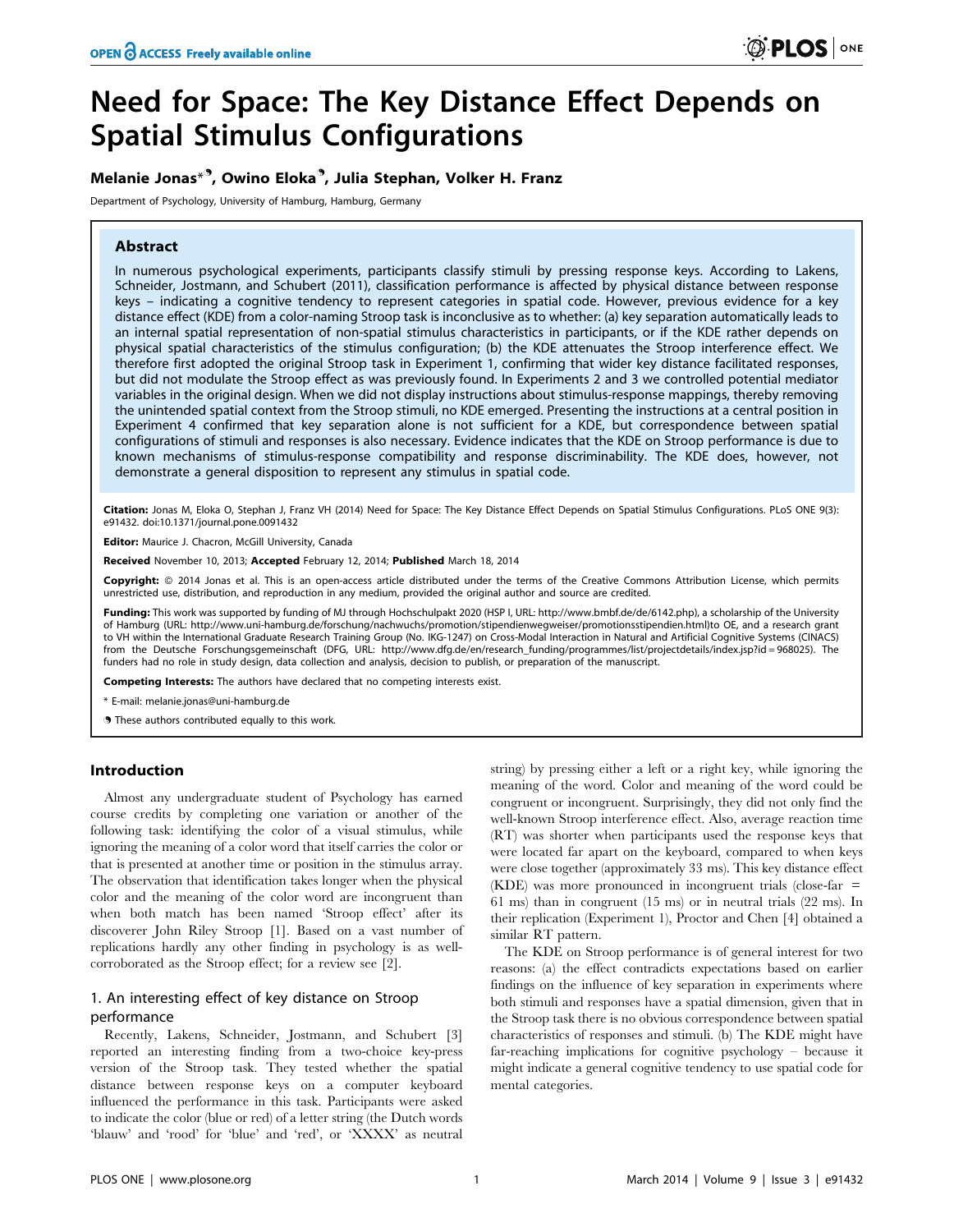# Need for Space: The Key Distance Effect Depends on Spatial Stimulus Configurations

**Melanie Jonas*, Owino Eloka, Julia Stephan, Volker H. Franz**

Department of Psychology, University of Hamburg, Hamburg, Germany

## Abstract

In numerous psychological experiments, participants classify stimuli by pressing response keys. According to Lakens, Schneider, Jostmann, and Schubert (2011), classification performance is affected by physical distance between response keys – indicating a cognitive tendency to represent categories in spatial code. However, previous evidence for a key distance effect (KDE) from a color-naming Stroop task is inconclusive as to whether: (a) key separation automatically leads to an internal spatial representation of non-spatial stimulus characteristics in participants, or if the KDE rather depends on physical spatial characteristics of the stimulus configuration; (b) the KDE attenuates the Stroop interference effect. We therefore first adopted the original Stroop task in Experiment 1, confirming that wider key distance facilitated responses, but did not modulate the Stroop effect as was previously found. In Experiments 2 and 3 we controlled potential mediator variables in the original design. When we did not display instructions about stimulus-response mappings, thereby removing the unintended spatial context from the Stroop stimuli, no KDE emerged. Presenting the instructions at a central position in Experiment 4 confirmed that key separation alone is not sufficient for a KDE, but correspondence between spatial configurations of stimuli and responses is also necessary. Evidence indicates that the KDE on Stroop performance is due to known mechanisms of stimulus-response compatibility and response discriminability. The KDE does, however, not demonstrate a general disposition to represent any stimulus in spatial code.

**Citation:** Jonas M, Eloka O, Stephan J, Franz VH (2014) Need for Space: The Key Distance Effect Depends on Spatial Stimulus Configurations. PLoS ONE 9(3): e91432. doi:10.1371/journal.pone.0091432

**Editor:** Maurice J. Chacron, McGill University, Canada

**Received** November 10, 2013; **Accepted** February 12, 2014; **Published** March 18, 2014

**Copyright:** © 2014 Jonas et al. This is an open-access article distributed under the terms of the Creative Commons Attribution License, which permits unrestricted use, distribution, and reproduction in any medium, provided the original author and source are credited.

**Funding:** This work was supported by funding of MJ through Hochschulpakt 2020 (HSP I, URL: http://www.bmbf.de/de/6142.php), a scholarship of the University of Hamburg (URL: http://www.uni-hamburg.de/forschung/nachwuchs/promotion/stipendienwegweiser/promotionsstipendien.html)to OE, and a research grant to VH within the International Graduate Research Training Group (No. IKG-1247) on Cross-Modal Interaction in Natural and Artificial Cognitive Systems (CINACS) from the Deutsche Forschungsgemeinschaft (DFG, URL: http://www.dfg.de/en/research_funding/programmes/list/projectdetails/index.jsp?id = 968025). The funders had no role in study design, data collection and analysis, decision to publish, or preparation of the manuscript.

**Competing Interests:** The authors have declared that no competing interests exist.

* E-mail: melanie.jonas@uni-hamburg.de

These authors contributed equally to this work.

## Introduction

Almost any undergraduate student of Psychology has earned course credits by completing one variation or another of the following task: identifying the color of a visual stimulus, while ignoring the meaning of a color word that itself carries the color or that is presented at another time or position in the stimulus array. The observation that identification takes longer when the physical color and the meaning of the color word are incongruent than when both match has been named 'Stroop effect' after its discoverer John Riley Stroop [1]. Based on a vast number of replications hardly any other finding in psychology is as well-corroborated as the Stroop effect; for a review see [2].

### 1. An interesting effect of key distance on Stroop performance

Recently, Lakens, Schneider, Jostmann, and Schubert [3] reported an interesting finding from a two-choice key-press version of the Stroop task. They tested whether the spatial distance between response keys on a computer keyboard influenced the performance in this task. Participants were asked to indicate the color (blue or red) of a letter string (the Dutch words 'blauw' and 'rood' for 'blue' and 'red', or 'XXXX' as neutral string) by pressing either a left or a right key, while ignoring the meaning of the word. Color and meaning of the word could be congruent or incongruent. Surprisingly, they did not only find the well-known Stroop interference effect. Also, average reaction time (RT) was shorter when participants used the response keys that were located far apart on the keyboard, compared to when keys were close together (approximately 33 ms). This key distance effect (KDE) was more pronounced in incongruent trials (close-far = 61 ms) than in congruent (15 ms) or in neutral trials (22 ms). In their replication (Experiment 1), Proctor and Chen [4] obtained a similar RT pattern.

The KDE on Stroop performance is of general interest for two reasons: (a) the effect contradicts expectations based on earlier findings on the influence of key separation in experiments where both stimuli and responses have a spatial dimension, given that in the Stroop task there is no obvious correspondence between spatial characteristics of responses and stimuli. (b) The KDE might have far-reaching implications for cognitive psychology – because it might indicate a general cognitive tendency to use spatial code for mental categories.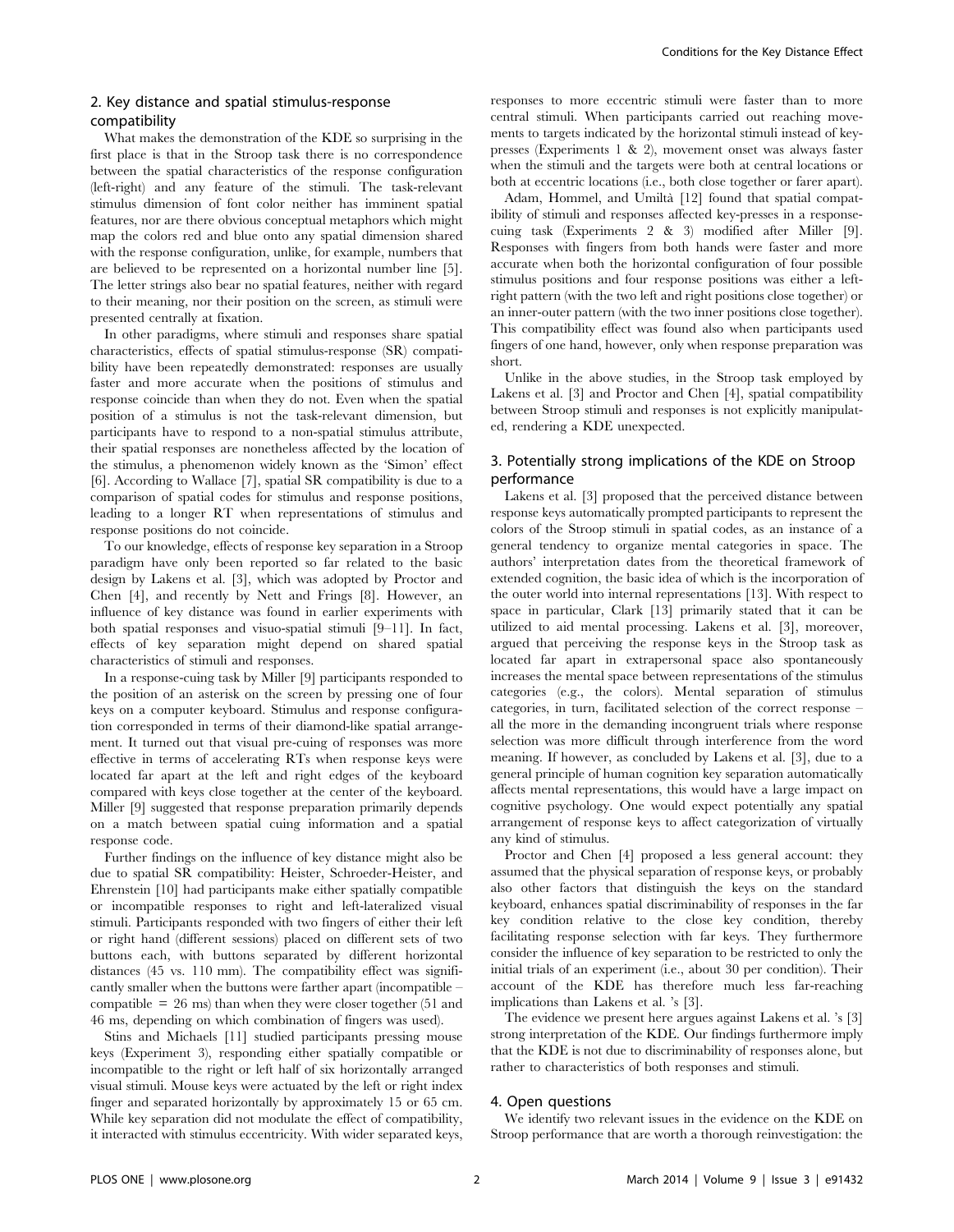## 2. Key distance and spatial stimulus-response compatibility

What makes the demonstration of the KDE so surprising in the first place is that in the Stroop task there is no correspondence between the spatial characteristics of the response configuration (left-right) and any feature of the stimuli. The task-relevant stimulus dimension of font color neither has imminent spatial features, nor are there obvious conceptual metaphors which might map the colors red and blue onto any spatial dimension shared with the response configuration, unlike, for example, numbers that are believed to be represented on a horizontal number line [5]. The letter strings also bear no spatial features, neither with regard to their meaning, nor their position on the screen, as stimuli were presented centrally at fixation.

In other paradigms, where stimuli and responses share spatial characteristics, effects of spatial stimulus-response (SR) compatibility have been repeatedly demonstrated: responses are usually faster and more accurate when the positions of stimulus and response coincide than when they do not. Even when the spatial position of a stimulus is not the task-relevant dimension, but participants have to respond to a non-spatial stimulus attribute, their spatial responses are nonetheless affected by the location of the stimulus, a phenomenon widely known as the 'Simon' effect [6]. According to Wallace [7], spatial SR compatibility is due to a comparison of spatial codes for stimulus and response positions, leading to a longer RT when representations of stimulus and response positions do not coincide.

To our knowledge, effects of response key separation in a Stroop paradigm have only been reported so far related to the basic design by Lakens et al. [3], which was adopted by Proctor and Chen [4], and recently by Nett and Frings [8]. However, an influence of key distance was found in earlier experiments with both spatial responses and visuo-spatial stimuli [9–11]. In fact, effects of key separation might depend on shared spatial characteristics of stimuli and responses.

In a response-cuing task by Miller [9] participants responded to the position of an asterisk on the screen by pressing one of four keys on a computer keyboard. Stimulus and response configuration corresponded in terms of their diamond-like spatial arrangement. It turned out that visual pre-cuing of responses was more effective in terms of accelerating RTs when response keys were located far apart at the left and right edges of the keyboard compared with keys close together at the center of the keyboard. Miller [9] suggested that response preparation primarily depends on a match between spatial cuing information and a spatial response code.

Further findings on the influence of key distance might also be due to spatial SR compatibility: Heister, Schroeder-Heister, and Ehrenstein [10] had participants make either spatially compatible or incompatible responses to right and left-lateralized visual stimuli. Participants responded with two fingers of either their left or right hand (different sessions) placed on different sets of two buttons each, with buttons separated by different horizontal distances (45 vs. 110 mm). The compatibility effect was significantly smaller when the buttons were farther apart (incompatible – compatible = 26 ms) than when they were closer together (51 and 46 ms, depending on which combination of fingers was used).

Stins and Michaels [11] studied participants pressing mouse keys (Experiment 3), responding either spatially compatible or incompatible to the right or left half of six horizontally arranged visual stimuli. Mouse keys were actuated by the left or right index finger and separated horizontally by approximately 15 or 65 cm. While key separation did not modulate the effect of compatibility, it interacted with stimulus eccentricity. With wider separated keys, responses to more eccentric stimuli were faster than to more central stimuli. When participants carried out reaching movements to targets indicated by the horizontal stimuli instead of key-presses (Experiments 1 & 2), movement onset was always faster when the stimuli and the targets were both at central locations or both at eccentric locations (i.e., both close together or farer apart).

Adam, Hommel, and Umiltà [12] found that spatial compatibility of stimuli and responses affected key-presses in a response-cuing task (Experiments 2 & 3) modified after Miller [9]. Responses with fingers from both hands were faster and more accurate when both the horizontal configuration of four possible stimulus positions and four response positions was either a left-right pattern (with the two left and right positions close together) or an inner-outer pattern (with the two inner positions close together). This compatibility effect was found also when participants used fingers of one hand, however, only when response preparation was short.

Unlike in the above studies, in the Stroop task employed by Lakens et al. [3] and Proctor and Chen [4], spatial compatibility between Stroop stimuli and responses is not explicitly manipulated, rendering a KDE unexpected.

## 3. Potentially strong implications of the KDE on Stroop performance

Lakens et al. [3] proposed that the perceived distance between response keys automatically prompted participants to represent the colors of the Stroop stimuli in spatial codes, as an instance of a general tendency to organize mental categories in space. The authors' interpretation dates from the theoretical framework of extended cognition, the basic idea of which is the incorporation of the outer world into internal representations [13]. With respect to space in particular, Clark [13] primarily stated that it can be utilized to aid mental processing. Lakens et al. [3], moreover, argued that perceiving the response keys in the Stroop task as located far apart in extrapersonal space also spontaneously increases the mental space between representations of the stimulus categories (e.g., the colors). Mental separation of stimulus categories, in turn, facilitated selection of the correct response – all the more in the demanding incongruent trials where response selection was more difficult through interference from the word meaning. If however, as concluded by Lakens et al. [3], due to a general principle of human cognition key separation automatically affects mental representations, this would have a large impact on cognitive psychology. One would expect potentially any spatial arrangement of response keys to affect categorization of virtually any kind of stimulus.

Proctor and Chen [4] proposed a less general account: they assumed that the physical separation of response keys, or probably also other factors that distinguish the keys on the standard keyboard, enhances spatial discriminability of responses in the far key condition relative to the close key condition, thereby facilitating response selection with far keys. They furthermore consider the influence of key separation to be restricted to only the initial trials of an experiment (i.e., about 30 per condition). Their account of the KDE has therefore much less far-reaching implications than Lakens et al. 's [3].

The evidence we present here argues against Lakens et al. 's [3] strong interpretation of the KDE. Our findings furthermore imply that the KDE is not due to discriminability of responses alone, but rather to characteristics of both responses and stimuli.

## 4. Open questions

We identify two relevant issues in the evidence on the KDE on Stroop performance that are worth a thorough reinvestigation: the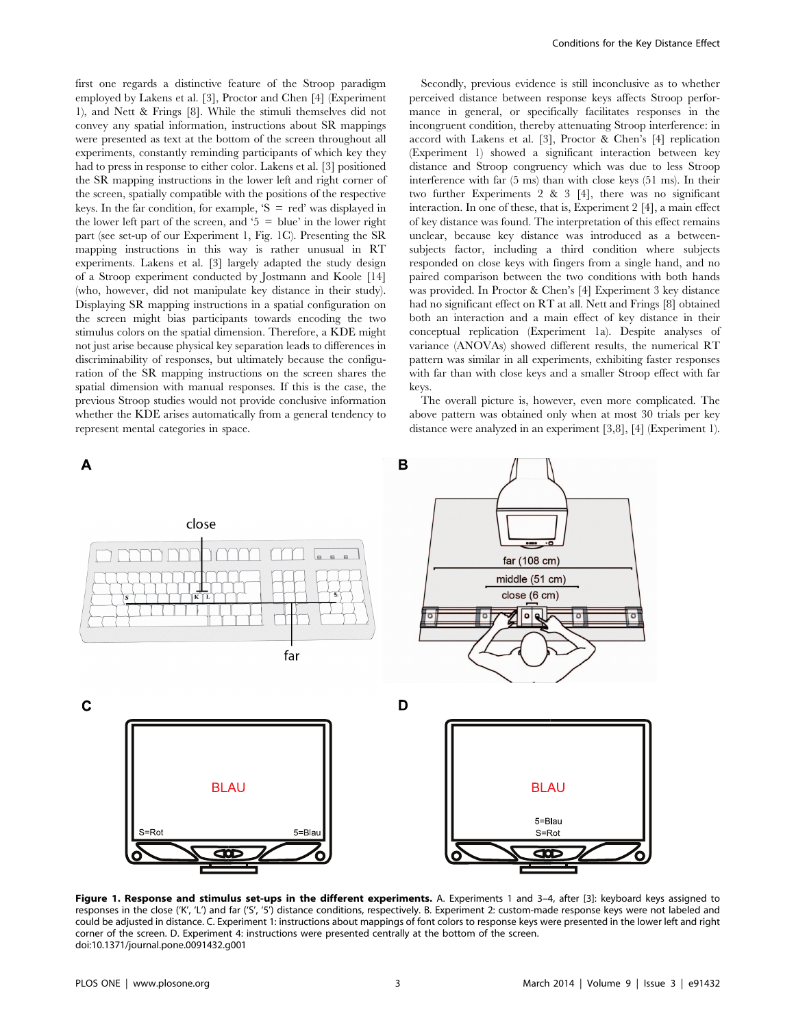first one regards a distinctive feature of the Stroop paradigm employed by Lakens et al. [3], Proctor and Chen [4] (Experiment 1), and Nett & Frings [8]. While the stimuli themselves did not convey any spatial information, instructions about SR mappings were presented as text at the bottom of the screen throughout all experiments, constantly reminding participants of which key they had to press in response to either color. Lakens et al. [3] positioned the SR mapping instructions in the lower left and right corner of the screen, spatially compatible with the positions of the respective keys. In the far condition, for example, 'S = red' was displayed in the lower left part of the screen, and '5 = blue' in the lower right part (see set-up of our Experiment 1, Fig. 1C). Presenting the SR mapping instructions in this way is rather unusual in RT experiments. Lakens et al. [3] largely adapted the study design of a Stroop experiment conducted by Jostmann and Koole [14] (who, however, did not manipulate key distance in their study). Displaying SR mapping instructions in a spatial configuration on the screen might bias participants towards encoding the two stimulus colors on the spatial dimension. Therefore, a KDE might not just arise because physical key separation leads to differences in discriminability of responses, but ultimately because the configuration of the SR mapping instructions on the screen shares the spatial dimension with manual responses. If this is the case, the previous Stroop studies would not provide conclusive information whether the KDE arises automatically from a general tendency to represent mental categories in space.

Secondly, previous evidence is still inconclusive as to whether perceived distance between response keys affects Stroop performance in general, or specifically facilitates responses in the incongruent condition, thereby attenuating Stroop interference: in accord with Lakens et al. [3], Proctor & Chen's [4] replication (Experiment 1) showed a significant interaction between key distance and Stroop congruency which was due to less Stroop interference with far (5 ms) than with close keys (51 ms). In their two further Experiments 2 & 3 [4], there was no significant interaction. In one of these, that is, Experiment 2 [4], a main effect of key distance was found. The interpretation of this effect remains unclear, because key distance was introduced as a between-subjects factor, including a third condition where subjects responded on close keys with fingers from a single hand, and no paired comparison between the two conditions with both hands was provided. In Proctor & Chen's [4] Experiment 3 key distance had no significant effect on RT at all. Nett and Frings [8] obtained both an interaction and a main effect of key distance in their conceptual replication (Experiment 1a). Despite analyses of variance (ANOVAs) showed different results, the numerical RT pattern was similar in all experiments, exhibiting faster responses with far than with close keys and a smaller Stroop effect with far keys.

The overall picture is, however, even more complicated. The above pattern was obtained only when at most 30 trials per key distance were analyzed in an experiment [3,8], [4] (Experiment 1).

**Figure 1. Response and stimulus set-ups in the different experiments.** A. Experiments 1 and 3–4, after [3]: keyboard keys assigned to responses in the close ('K', 'L') and far ('S', '5') distance conditions, respectively. B. Experiment 2: custom-made response keys were not labeled and could be adjusted in distance. C. Experiment 1: instructions about mappings of font colors to response keys were presented in the lower left and right corner of the screen. D. Experiment 4: instructions were presented centrally at the bottom of the screen.
doi:10.1371/journal.pone.0091432.g001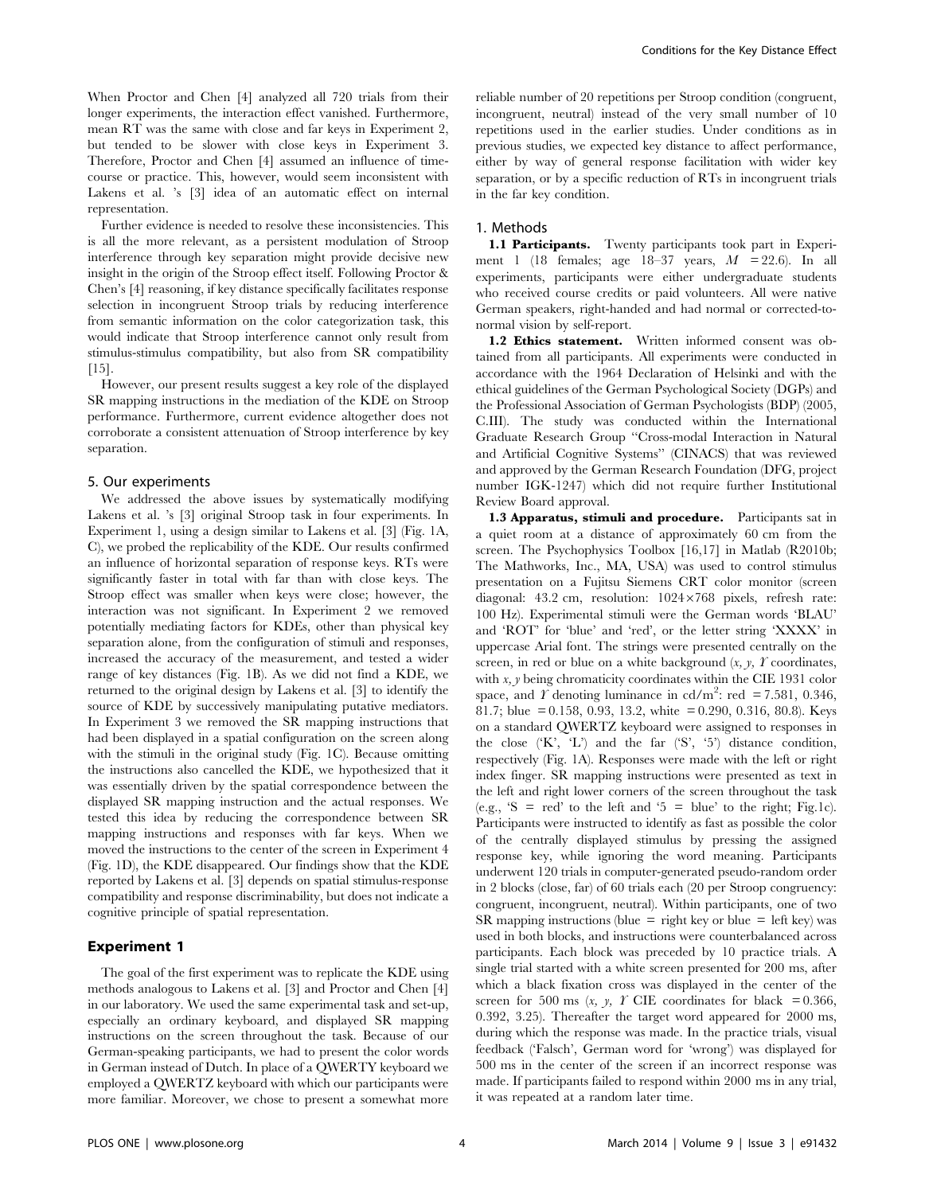When Proctor and Chen [4] analyzed all 720 trials from their longer experiments, the interaction effect vanished. Furthermore, mean RT was the same with close and far keys in Experiment 2, but tended to be slower with close keys in Experiment 3. Therefore, Proctor and Chen [4] assumed an influence of time-course or practice. This, however, would seem inconsistent with Lakens et al. 's [3] idea of an automatic effect on internal representation.

Further evidence is needed to resolve these inconsistencies. This is all the more relevant, as a persistent modulation of Stroop interference through key separation might provide decisive new insight in the origin of the Stroop effect itself. Following Proctor & Chen's [4] reasoning, if key distance specifically facilitates response selection in incongruent Stroop trials by reducing interference from semantic information on the color categorization task, this would indicate that Stroop interference cannot only result from stimulus-stimulus compatibility, but also from SR compatibility [15].

However, our present results suggest a key role of the displayed SR mapping instructions in the mediation of the KDE on Stroop performance. Furthermore, current evidence altogether does not corroborate a consistent attenuation of Stroop interference by key separation.

## 5. Our experiments

We addressed the above issues by systematically modifying Lakens et al. 's [3] original Stroop task in four experiments. In Experiment 1, using a design similar to Lakens et al. [3] (Fig. 1A, C), we probed the replicability of the KDE. Our results confirmed an influence of horizontal separation of response keys. RTs were significantly faster in total with far than with close keys. The Stroop effect was smaller when keys were close; however, the interaction was not significant. In Experiment 2 we removed potentially mediating factors for KDEs, other than physical key separation alone, from the configuration of stimuli and responses, increased the accuracy of the measurement, and tested a wider range of key distances (Fig. 1B). As we did not find a KDE, we returned to the original design by Lakens et al. [3] to identify the source of KDE by successively manipulating putative mediators. In Experiment 3 we removed the SR mapping instructions that had been displayed in a spatial configuration on the screen along with the stimuli in the original study (Fig. 1C). Because omitting the instructions also cancelled the KDE, we hypothesized that it was essentially driven by the spatial correspondence between the displayed SR mapping instruction and the actual responses. We tested this idea by reducing the correspondence between SR mapping instructions and responses with far keys. When we moved the instructions to the center of the screen in Experiment 4 (Fig. 1D), the KDE disappeared. Our findings show that the KDE reported by Lakens et al. [3] depends on spatial stimulus-response compatibility and response discriminability, but does not indicate a cognitive principle of spatial representation.

# Experiment 1

The goal of the first experiment was to replicate the KDE using methods analogous to Lakens et al. [3] and Proctor and Chen [4] in our laboratory. We used the same experimental task and set-up, especially an ordinary keyboard, and displayed SR mapping instructions on the screen throughout the task. Because of our German-speaking participants, we had to present the color words in German instead of Dutch. In place of a QWERTY keyboard we employed a QWERTZ keyboard with which our participants were more familiar. Moreover, we chose to present a somewhat more reliable number of 20 repetitions per Stroop condition (congruent, incongruent, neutral) instead of the very small number of 10 repetitions used in the earlier studies. Under conditions as in previous studies, we expected key distance to affect performance, either by way of general response facilitation with wider key separation, or by a specific reduction of RTs in incongruent trials in the far key condition.

## 1. Methods

**1.1 Participants.** Twenty participants took part in Experiment 1 (18 females; age 18–37 years, $M = 22.6$). In all experiments, participants were either undergraduate students who received course credits or paid volunteers. All were native German speakers, right-handed and had normal or corrected-to-normal vision by self-report.

**1.2 Ethics statement.** Written informed consent was obtained from all participants. All experiments were conducted in accordance with the 1964 Declaration of Helsinki and with the ethical guidelines of the German Psychological Society (DGPs) and the Professional Association of German Psychologists (BDP) (2005, C.III). The study was conducted within the International Graduate Research Group "Cross-modal Interaction in Natural and Artificial Cognitive Systems" (CINACS) that was reviewed and approved by the German Research Foundation (DFG, project number IGK-1247) which did not require further Institutional Review Board approval.

**1.3 Apparatus, stimuli and procedure.** Participants sat in a quiet room at a distance of approximately 60 cm from the screen. The Psychophysics Toolbox [16,17] in Matlab (R2010b; The Mathworks, Inc., MA, USA) was used to control stimulus presentation on a Fujitsu Siemens CRT color monitor (screen diagonal: 43.2 cm, resolution: 1024×768 pixels, refresh rate: 100 Hz). Experimental stimuli were the German words 'BLAU' and 'ROT' for 'blue' and 'red', or the letter string 'XXXX' in uppercase Arial font. The strings were presented centrally on the screen, in red or blue on a white background ($x$, $y$, $Y$ coordinates, with $x$, $y$ being chromaticity coordinates within the CIE 1931 color space, and $Y$ denoting luminance in cd/m$^2$: red = 7.581, 0.346, 81.7; blue = 0.158, 0.93, 13.2, white = 0.290, 0.316, 80.8). Keys on a standard QWERTZ keyboard were assigned to responses in the close ('K', 'L') and the far ('S', '5') distance condition, respectively (Fig. 1A). Responses were made with the left or right index finger. SR mapping instructions were presented as text in the left and right lower corners of the screen throughout the task (e.g., 'S = red' to the left and '5 = blue' to the right; Fig.1c). Participants were instructed to identify as fast as possible the color of the centrally displayed stimulus by pressing the assigned response key, while ignoring the word meaning. Participants underwent 120 trials in computer-generated pseudo-random order in 2 blocks (close, far) of 60 trials each (20 per Stroop congruency: congruent, incongruent, neutral). Within participants, one of two SR mapping instructions (blue = right key or blue = left key) was used in both blocks, and instructions were counterbalanced across participants. Each block was preceded by 10 practice trials. A single trial started with a white screen presented for 200 ms, after which a black fixation cross was displayed in the center of the screen for 500 ms ($x$, $y$, $Y$ CIE coordinates for black = 0.366, 0.392, 3.25). Thereafter the target word appeared for 2000 ms, during which the response was made. In the practice trials, visual feedback ('Falsch', German word for 'wrong') was displayed for 500 ms in the center of the screen if an incorrect response was made. If participants failed to respond within 2000 ms in any trial, it was repeated at a random later time.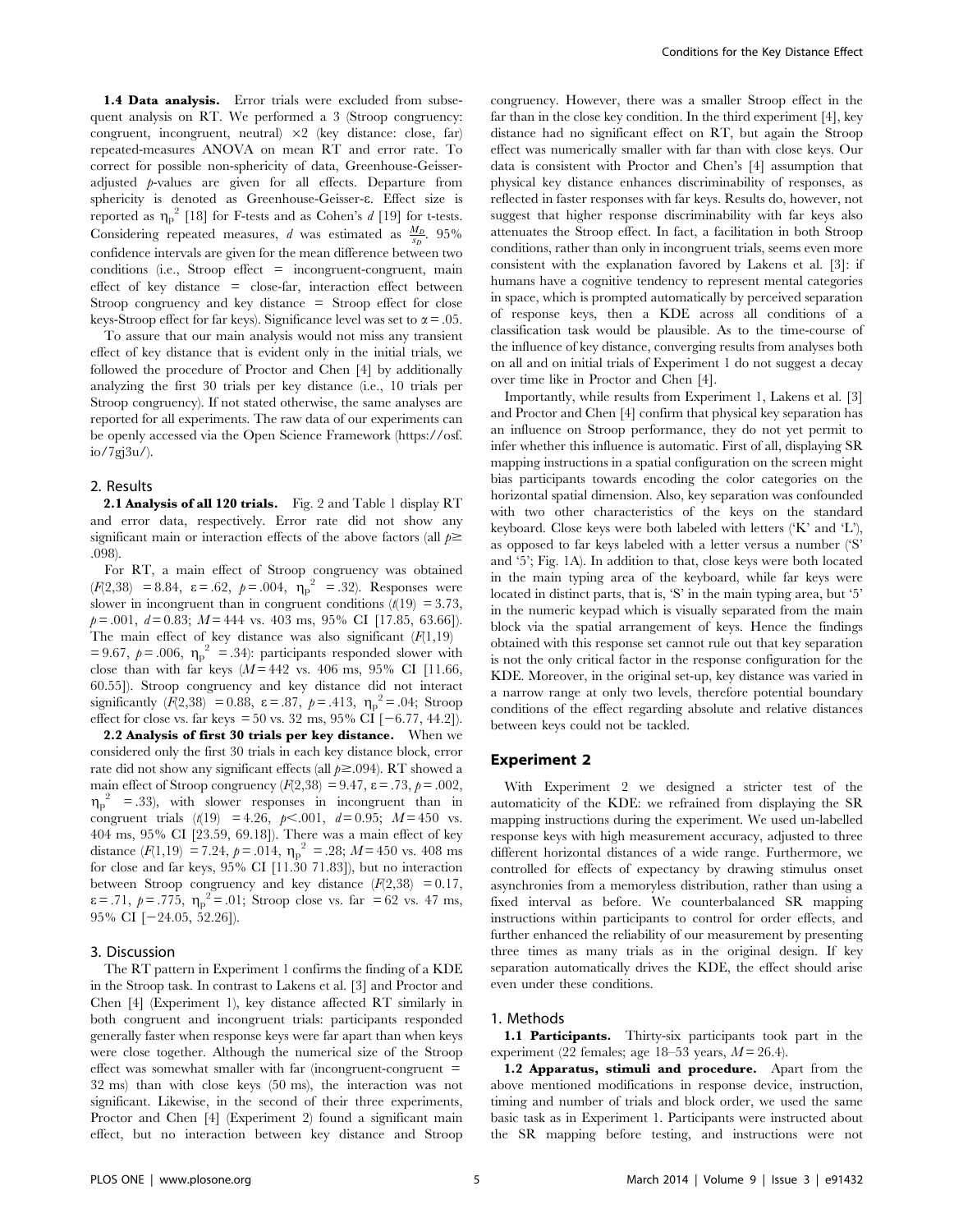**1.4 Data analysis.** Error trials were excluded from subsequent analysis on RT. We performed a 3 (Stroop congruency: congruent, incongruent, neutral) ×2 (key distance: close, far) repeated-measures ANOVA on mean RT and error rate. To correct for possible non-sphericity of data, Greenhouse-Geisser-adjusted *p*-values are given for all effects. Departure from sphericity is denoted as Greenhouse-Geisser-ε. Effect size is reported as $\eta_p^2$ [18] for F-tests and as Cohen's *d* [19] for t-tests. Considering repeated measures, *d* was estimated as $\frac{M_D}{s_D}$. 95% confidence intervals are given for the mean difference between two conditions (i.e., Stroop effect = incongruent-congruent, main effect of key distance = close-far, interaction effect between Stroop congruency and key distance = Stroop effect for close keys-Stroop effect for far keys). Significance level was set to $\alpha = .05$.

To assure that our main analysis would not miss any transient effect of key distance that is evident only in the initial trials, we followed the procedure of Proctor and Chen [4] by additionally analyzing the first 30 trials per key distance (i.e., 10 trials per Stroop congruency). If not stated otherwise, the same analyses are reported for all experiments. The raw data of our experiments can be openly accessed via the Open Science Framework (https://osf.io/7gj3u/).

## 2. Results

**2.1 Analysis of all 120 trials.** Fig. 2 and Table 1 display RT and error data, respectively. Error rate did not show any significant main or interaction effects of the above factors (all $p \geq .098$).

For RT, a main effect of Stroop congruency was obtained ($F(2,38) = 8.84$, $\varepsilon = .62$, $p = .004$, $\eta_p^2 = .32$). Responses were slower in incongruent than in congruent conditions ($t(19) = 3.73$, $p = .001$, $d = 0.83$; $M = 444$ vs. 403 ms, 95% CI [17.85, 63.66]). The main effect of key distance was also significant ($F(1,19) = 9.67$, $p = .006$, $\eta_p^2 = .34$): participants responded slower with close than with far keys ($M = 442$ vs. 406 ms, 95% CI [11.66, 60.55]). Stroop congruency and key distance did not interact significantly ($F(2,38) = 0.88$, $\varepsilon = .87$, $p = .413$, $\eta_p^2 = .04$; Stroop effect for close vs. far keys = 50 vs. 32 ms, 95% CI [−6.77, 44.2]).

**2.2 Analysis of first 30 trials per key distance.** When we considered only the first 30 trials in each key distance block, error rate did not show any significant effects (all $p \geq .094$). RT showed a main effect of Stroop congruency ($F(2,38) = 9.47$, $\varepsilon = .73$, $p = .002$, $\eta_p^2 = .33$), with slower responses in incongruent than in congruent trials ($t(19) = 4.26$, $p < .001$, $d = 0.95$; $M = 450$ vs. 404 ms, 95% CI [23.59, 69.18]). There was a main effect of key distance ($F(1,19) = 7.24$, $p = .014$, $\eta_p^2 = .28$; $M = 450$ vs. 408 ms for close and far keys, 95% CI [11.30 71.83]), but no interaction between Stroop congruency and key distance ($F(2,38) = 0.17$, $\varepsilon = .71$, $p = .775$, $\eta_p^2 = .01$; Stroop close vs. far = 62 vs. 47 ms, 95% CI [−24.05, 52.26]).

## 3. Discussion

The RT pattern in Experiment 1 confirms the finding of a KDE in the Stroop task. In contrast to Lakens et al. [3] and Proctor and Chen [4] (Experiment 1), key distance affected RT similarly in both congruent and incongruent trials: participants responded generally faster when response keys were far apart than when keys were close together. Although the numerical size of the Stroop effect was somewhat smaller with far (incongruent-congruent = 32 ms) than with close keys (50 ms), the interaction was not significant. Likewise, in the second of their three experiments, Proctor and Chen [4] (Experiment 2) found a significant main effect, but no interaction between key distance and Stroop congruency. However, there was a smaller Stroop effect in the far than in the close key condition. In the third experiment [4], key distance had no significant effect on RT, but again the Stroop effect was numerically smaller with far than with close keys. Our data is consistent with Proctor and Chen's [4] assumption that physical key distance enhances discriminability of responses, as reflected in faster responses with far keys. Results do, however, not suggest that higher response discriminability with far keys also attenuates the Stroop effect. In fact, a facilitation in both Stroop conditions, rather than only in incongruent trials, seems even more consistent with the explanation favored by Lakens et al. [3]: if humans have a cognitive tendency to represent mental categories in space, which is prompted automatically by perceived separation of response keys, then a KDE across all conditions of a classification task would be plausible. As to the time-course of the influence of key distance, converging results from analyses both on all and on initial trials of Experiment 1 do not suggest a decay over time like in Proctor and Chen [4].

Importantly, while results from Experiment 1, Lakens et al. [3] and Proctor and Chen [4] confirm that physical key separation has an influence on Stroop performance, they do not yet permit to infer whether this influence is automatic. First of all, displaying SR mapping instructions in a spatial configuration on the screen might bias participants towards encoding the color categories on the horizontal spatial dimension. Also, key separation was confounded with two other characteristics of the keys on the standard keyboard. Close keys were both labeled with letters ('K' and 'L'), as opposed to far keys labeled with a letter versus a number ('S' and '5'; Fig. 1A). In addition to that, close keys were both located in the main typing area of the keyboard, while far keys were located in distinct parts, that is, 'S' in the main typing area, but '5' in the numeric keypad which is visually separated from the main block via the spatial arrangement of keys. Hence the findings obtained with this response set cannot rule out that key separation is not the only critical factor in the response configuration for the KDE. Moreover, in the original set-up, key distance was varied in a narrow range at only two levels, therefore potential boundary conditions of the effect regarding absolute and relative distances between keys could not be tackled.

# Experiment 2

With Experiment 2 we designed a stricter test of the automaticity of the KDE: we refrained from displaying the SR mapping instructions during the experiment. We used un-labelled response keys with high measurement accuracy, adjusted to three different horizontal distances of a wide range. Furthermore, we controlled for effects of expectancy by drawing stimulus onset asynchronies from a memoryless distribution, rather than using a fixed interval as before. We counterbalanced SR mapping instructions within participants to control for order effects, and further enhanced the reliability of our measurement by presenting three times as many trials as in the original design. If key separation automatically drives the KDE, the effect should arise even under these conditions.

## 1. Methods

**1.1 Participants.** Thirty-six participants took part in the experiment (22 females; age 18–53 years, $M = 26.4$).

**1.2 Apparatus, stimuli and procedure.** Apart from the above mentioned modifications in response device, instruction, timing and number of trials and block order, we used the same basic task as in Experiment 1. Participants were instructed about the SR mapping before testing, and instructions were not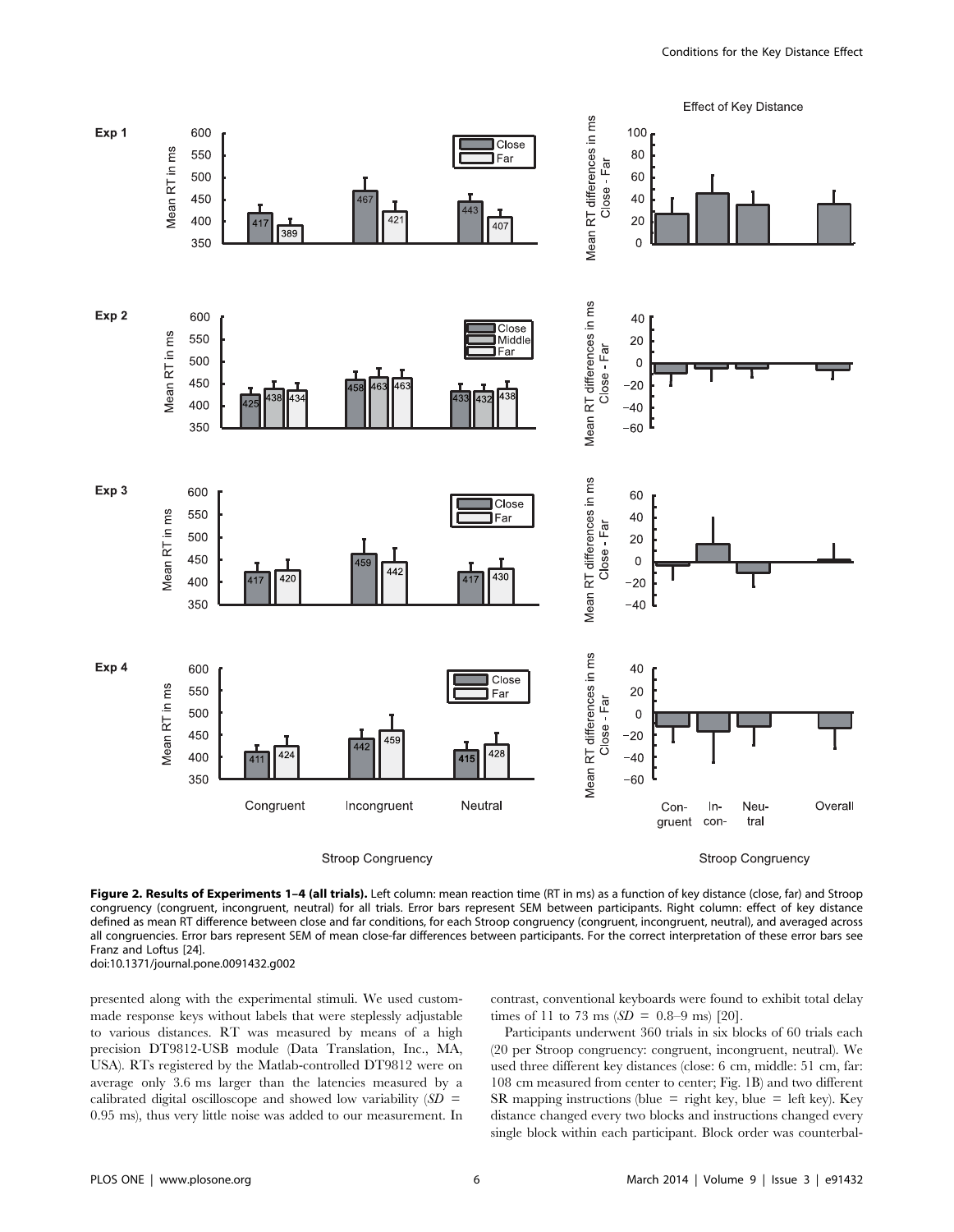**Figure 2. Results of Experiments 1–4 (all trials).** Left column: mean reaction time (RT in ms) as a function of key distance (close, far) and Stroop congruency (congruent, incongruent, neutral) for all trials. Error bars represent SEM between participants. Right column: effect of key distance defined as mean RT difference between close and far conditions, for each Stroop congruency (congruent, incongruent, neutral), and averaged across all congruencies. Error bars represent SEM of mean close-far differences between participants. For the correct interpretation of these error bars see Franz and Loftus [24].
doi:10.1371/journal.pone.0091432.g002

presented along with the experimental stimuli. We used custom-made response keys without labels that were steplessly adjustable to various distances. RT was measured by means of a high precision DT9812-USB module (Data Translation, Inc., MA, USA). RTs registered by the Matlab-controlled DT9812 were on average only 3.6 ms larger than the latencies measured by a calibrated digital oscilloscope and showed low variability ($SD$ = 0.95 ms), thus very little noise was added to our measurement. In contrast, conventional keyboards were found to exhibit total delay times of 11 to 73 ms ($SD$ = 0.8–9 ms) [20].

Participants underwent 360 trials in six blocks of 60 trials each (20 per Stroop congruency: congruent, incongruent, neutral). We used three different key distances (close: 6 cm, middle: 51 cm, far: 108 cm measured from center to center; Fig. 1B) and two different SR mapping instructions (blue = right key, blue = left key). Key distance changed every two blocks and instructions changed every single block within each participant. Block order was counterbal-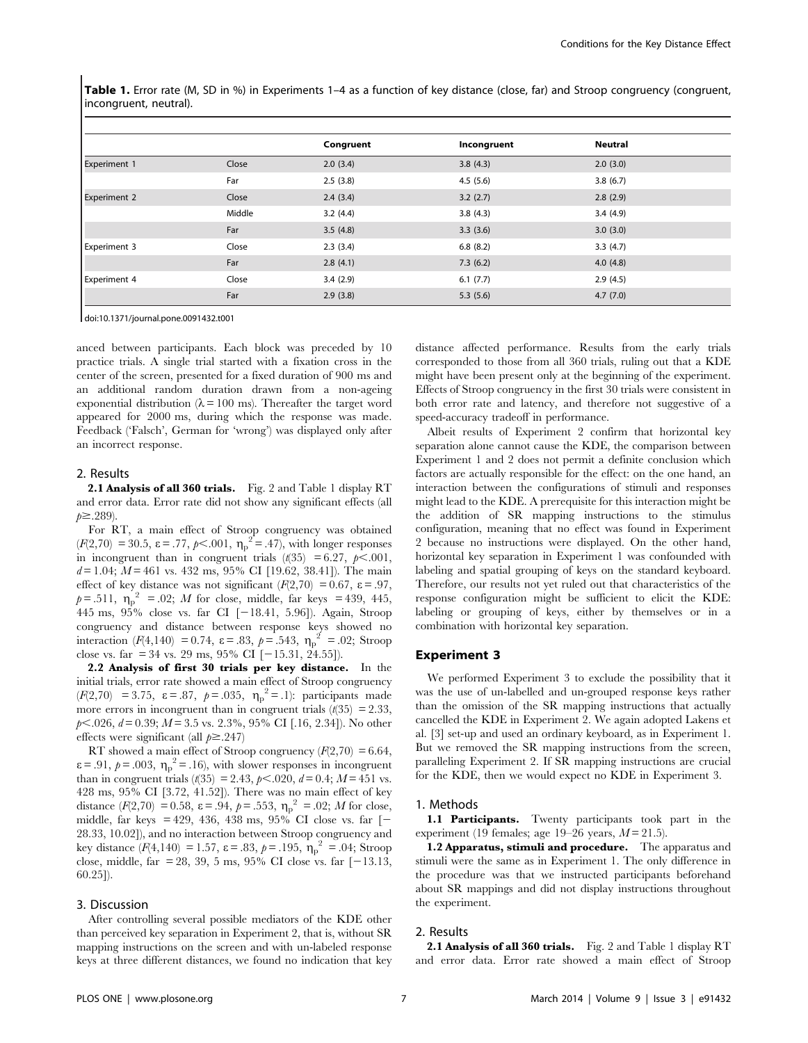**Table 1.** Error rate (M, SD in %) in Experiments 1–4 as a function of key distance (close, far) and Stroop congruency (congruent, incongruent, neutral).

| | | Congruent | Incongruent | Neutral |
|---|---|---|---|---|
| Experiment 1 | Close | 2.0 (3.4) | 3.8 (4.3) | 2.0 (3.0) |
| | Far | 2.5 (3.8) | 4.5 (5.6) | 3.8 (6.7) |
| Experiment 2 | Close | 2.4 (3.4) | 3.2 (2.7) | 2.8 (2.9) |
| | Middle | 3.2 (4.4) | 3.8 (4.3) | 3.4 (4.9) |
| | Far | 3.5 (4.8) | 3.3 (3.6) | 3.0 (3.0) |
| Experiment 3 | Close | 2.3 (3.4) | 6.8 (8.2) | 3.3 (4.7) |
| | Far | 2.8 (4.1) | 7.3 (6.2) | 4.0 (4.8) |
| Experiment 4 | Close | 3.4 (2.9) | 6.1 (7.7) | 2.9 (4.5) |
| | Far | 2.9 (3.8) | 5.3 (5.6) | 4.7 (7.0) |

doi:10.1371/journal.pone.0091432.t001

anced between participants. Each block was preceded by 10 practice trials. A single trial started with a fixation cross in the center of the screen, presented for a fixed duration of 900 ms and an additional random duration drawn from a non-ageing exponential distribution ($\lambda = 100$ ms). Thereafter the target word appeared for 2000 ms, during which the response was made. Feedback ('Falsch', German for 'wrong') was displayed only after an incorrect response.

## 2. Results

**2.1 Analysis of all 360 trials.** Fig. 2 and Table 1 display RT and error data. Error rate did not show any significant effects (all $p \geq .289$).

For RT, a main effect of Stroop congruency was obtained ($F(2,70) = 30.5$, $\varepsilon = .77$, $p < .001$, $\eta_p^2 = .47$), with longer responses in incongruent than in congruent trials ($t(35) = 6.27$, $p < .001$, $d = 1.04$; $M = 461$ vs. 432 ms, 95% CI [19.62, 38.41]). The main effect of key distance was not significant ($F(2,70) = 0.67$, $\varepsilon = .97$, $p = .511$, $\eta_p^2 = .02$; $M$ for close, middle, far keys = 439, 445, 445 ms, 95% close vs. far CI [−18.41, 5.96]). Again, Stroop congruency and distance between response keys showed no interaction ($F(4,140) = 0.74$, $\varepsilon = .83$, $p = .543$, $\eta_p^2 = .02$; Stroop close vs. far = 34 vs. 29 ms, 95% CI [−15.31, 24.55]).

**2.2 Analysis of first 30 trials per key distance.** In the initial trials, error rate showed a main effect of Stroop congruency ($F(2,70) = 3.75$, $\varepsilon = .87$, $p = .035$, $\eta_p^2 = .1$): participants made more errors in incongruent than in congruent trials ($t(35) = 2.33$, $p < .026$, $d = 0.39$; $M = 3.5$ vs. 2.3%, 95% CI [.16, 2.34]). No other effects were significant (all $p \geq .247$)

RT showed a main effect of Stroop congruency ($F(2,70) = 6.64$, $\varepsilon = .91$, $p = .003$, $\eta_p^2 = .16$), with slower responses in incongruent than in congruent trials ($t(35) = 2.43$, $p < .020$, $d = 0.4$; $M = 451$ vs. 428 ms, 95% CI [3.72, 41.52]). There was no main effect of key distance ($F(2,70) = 0.58$, $\varepsilon = .94$, $p = .553$, $\eta_p^2 = .02$; $M$ for close, middle, far keys = 429, 436, 438 ms, 95% CI close vs. far [−28.33, 10.02]), and no interaction between Stroop congruency and key distance ($F(4,140) = 1.57$, $\varepsilon = .83$, $p = .195$, $\eta_p^2 = .04$; Stroop close, middle, far = 28, 39, 5 ms, 95% CI close vs. far [−13.13, 60.25]).

## 3. Discussion

After controlling several possible mediators of the KDE other than perceived key separation in Experiment 2, that is, without SR mapping instructions on the screen and with un-labeled response keys at three different distances, we found no indication that key distance affected performance. Results from the early trials corresponded to those from all 360 trials, ruling out that a KDE might have been present only at the beginning of the experiment. Effects of Stroop congruency in the first 30 trials were consistent in both error rate and latency, and therefore not suggestive of a speed-accuracy tradeoff in performance.

Albeit results of Experiment 2 confirm that horizontal key separation alone cannot cause the KDE, the comparison between Experiment 1 and 2 does not permit a definite conclusion which factors are actually responsible for the effect: on the one hand, an interaction between the configurations of stimuli and responses might lead to the KDE. A prerequisite for this interaction might be the addition of SR mapping instructions to the stimulus configuration, meaning that no effect was found in Experiment 2 because no instructions were displayed. On the other hand, horizontal key separation in Experiment 1 was confounded with labeling and spatial grouping of keys on the standard keyboard. Therefore, our results not yet ruled out that characteristics of the response configuration might be sufficient to elicit the KDE: labeling or grouping of keys, either by themselves or in a combination with horizontal key separation.

# Experiment 3

We performed Experiment 3 to exclude the possibility that it was the use of un-labelled and un-grouped response keys rather than the omission of the SR mapping instructions that actually cancelled the KDE in Experiment 2. We again adopted Lakens et al. [3] set-up and used an ordinary keyboard, as in Experiment 1. But we removed the SR mapping instructions from the screen, paralleling Experiment 2. If SR mapping instructions are crucial for the KDE, then we would expect no KDE in Experiment 3.

## 1. Methods

**1.1 Participants.** Twenty participants took part in the experiment (19 females; age 19–26 years, $M = 21.5$).

**1.2 Apparatus, stimuli and procedure.** The apparatus and stimuli were the same as in Experiment 1. The only difference in the procedure was that we instructed participants beforehand about SR mappings and did not display instructions throughout the experiment.

## 2. Results

**2.1 Analysis of all 360 trials.** Fig. 2 and Table 1 display RT and error data. Error rate showed a main effect of Stroop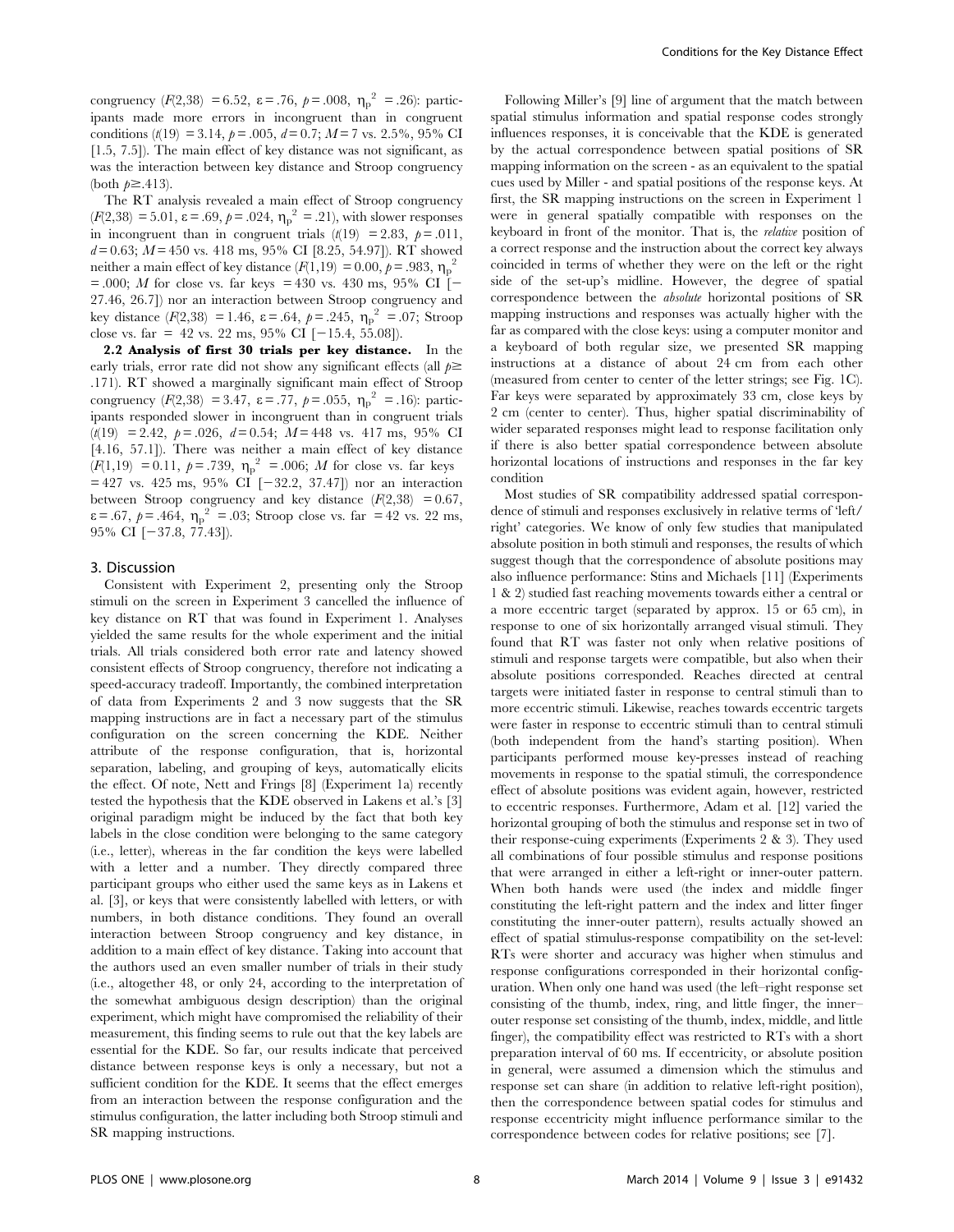congruency ($F(2,38) = 6.52$, $\varepsilon = .76$, $p = .008$, $\eta_p^2 = .26$): participants made more errors in incongruent than in congruent conditions ($t(19) = 3.14$, $p = .005$, $d = 0.7$; $M = 7$ vs. 2.5%, 95% CI [1.5, 7.5]). The main effect of key distance was not significant, as was the interaction between key distance and Stroop congruency (both $p \geq .413$).

The RT analysis revealed a main effect of Stroop congruency ($F(2,38) = 5.01$, $\varepsilon = .69$, $p = .024$, $\eta_p^2 = .21$), with slower responses in incongruent than in congruent trials ($t(19) = 2.83$, $p = .011$, $d = 0.63$; $M = 450$ vs. 418 ms, 95% CI [8.25, 54.97]). RT showed neither a main effect of key distance ($F(1,19) = 0.00$, $p = .983$, $\eta_p^2 = .000$; $M$ for close vs. far keys $= 430$ vs. 430 ms, 95% CI [−27.46, 26.7]) nor an interaction between Stroop congruency and key distance ($F(2,38) = 1.46$, $\varepsilon = .64$, $p = .245$, $\eta_p^2 = .07$; Stroop close vs. far $= 42$ vs. 22 ms, 95% CI [−15.4, 55.08]).

**2.2 Analysis of first 30 trials per key distance.** In the early trials, error rate did not show any significant effects (all $p \geq .171$). RT showed a marginally significant main effect of Stroop congruency ($F(2,38) = 3.47$, $\varepsilon = .77$, $p = .055$, $\eta_p^2 = .16$): participants responded slower in incongruent than in congruent trials ($t(19) = 2.42$, $p = .026$, $d = 0.54$; $M = 448$ vs. 417 ms, 95% CI [4.16, 57.1]). There was neither a main effect of key distance ($F(1,19) = 0.11$, $p = .739$, $\eta_p^2 = .006$; $M$ for close vs. far keys $= 427$ vs. 425 ms, 95% CI [−32.2, 37.47]) nor an interaction between Stroop congruency and key distance ($F(2,38) = 0.67$, $\varepsilon = .67$, $p = .464$, $\eta_p^2 = .03$; Stroop close vs. far $= 42$ vs. 22 ms, 95% CI [−37.8, 77.43]).

### 3. Discussion

Consistent with Experiment 2, presenting only the Stroop stimuli on the screen in Experiment 3 cancelled the influence of key distance on RT that was found in Experiment 1. Analyses yielded the same results for the whole experiment and the initial trials. All trials considered both error rate and latency showed consistent effects of Stroop congruency, therefore not indicating a speed-accuracy tradeoff. Importantly, the combined interpretation of data from Experiments 2 and 3 now suggests that the SR mapping instructions are in fact a necessary part of the stimulus configuration on the screen concerning the KDE. Neither attribute of the response configuration, that is, horizontal separation, labeling, and grouping of keys, automatically elicits the effect. Of note, Nett and Frings [8] (Experiment 1a) recently tested the hypothesis that the KDE observed in Lakens et al.'s [3] original paradigm might be induced by the fact that both key labels in the close condition were belonging to the same category (i.e., letter), whereas in the far condition the keys were labelled with a letter and a number. They directly compared three participant groups who either used the same keys as in Lakens et al. [3], or keys that were consistently labelled with letters, or with numbers, in both distance conditions. They found an overall interaction between Stroop congruency and key distance, in addition to a main effect of key distance. Taking into account that the authors used an even smaller number of trials in their study (i.e., altogether 48, or only 24, according to the interpretation of the somewhat ambiguous design description) than the original experiment, which might have compromised the reliability of their measurement, this finding seems to rule out that the key labels are essential for the KDE. So far, our results indicate that perceived distance between response keys is only a necessary, but not a sufficient condition for the KDE. It seems that the effect emerges from an interaction between the response configuration and the stimulus configuration, the latter including both Stroop stimuli and SR mapping instructions.

Following Miller's [9] line of argument that the match between spatial stimulus information and spatial response codes strongly influences responses, it is conceivable that the KDE is generated by the actual correspondence between spatial positions of SR mapping information on the screen - as an equivalent to the spatial cues used by Miller - and spatial positions of the response keys. At first, the SR mapping instructions on the screen in Experiment 1 were in general spatially compatible with responses on the keyboard in front of the monitor. That is, the *relative* position of a correct response and the instruction about the correct key always coincided in terms of whether they were on the left or the right side of the set-up's midline. However, the degree of spatial correspondence between the *absolute* horizontal positions of SR mapping instructions and responses was actually higher with the far as compared with the close keys: using a computer monitor and a keyboard of both regular size, we presented SR mapping instructions at a distance of about 24 cm from each other (measured from center to center of the letter strings; see Fig. 1C). Far keys were separated by approximately 33 cm, close keys by 2 cm (center to center). Thus, higher spatial discriminability of wider separated responses might lead to response facilitation only if there is also better spatial correspondence between absolute horizontal locations of instructions and responses in the far key condition

Most studies of SR compatibility addressed spatial correspondence of stimuli and responses exclusively in relative terms of 'left/right' categories. We know of only few studies that manipulated absolute position in both stimuli and responses, the results of which suggest though that the correspondence of absolute positions may also influence performance: Stins and Michaels [11] (Experiments 1 & 2) studied fast reaching movements towards either a central or a more eccentric target (separated by approx. 15 or 65 cm), in response to one of six horizontally arranged visual stimuli. They found that RT was faster not only when relative positions of stimuli and response targets were compatible, but also when their absolute positions corresponded. Reaches directed at central targets were initiated faster in response to central stimuli than to more eccentric stimuli. Likewise, reaches towards eccentric targets were faster in response to eccentric stimuli than to central stimuli (both independent from the hand's starting position). When participants performed mouse key-presses instead of reaching movements in response to the spatial stimuli, the correspondence effect of absolute positions was evident again, however, restricted to eccentric responses. Furthermore, Adam et al. [12] varied the horizontal grouping of both the stimulus and response set in two of their response-cuing experiments (Experiments 2 & 3). They used all combinations of four possible stimulus and response positions that were arranged in either a left-right or inner-outer pattern. When both hands were used (the index and middle finger constituting the left-right pattern and the index and litter finger constituting the inner-outer pattern), results actually showed an effect of spatial stimulus-response compatibility on the set-level: RTs were shorter and accuracy was higher when stimulus and response configurations corresponded in their horizontal configuration. When only one hand was used (the left–right response set consisting of the thumb, index, ring, and little finger, the inner–outer response set consisting of the thumb, index, middle, and little finger), the compatibility effect was restricted to RTs with a short preparation interval of 60 ms. If eccentricity, or absolute position in general, were assumed a dimension which the stimulus and response set can share (in addition to relative left-right position), then the correspondence between spatial codes for stimulus and response eccentricity might influence performance similar to the correspondence between codes for relative positions; see [7].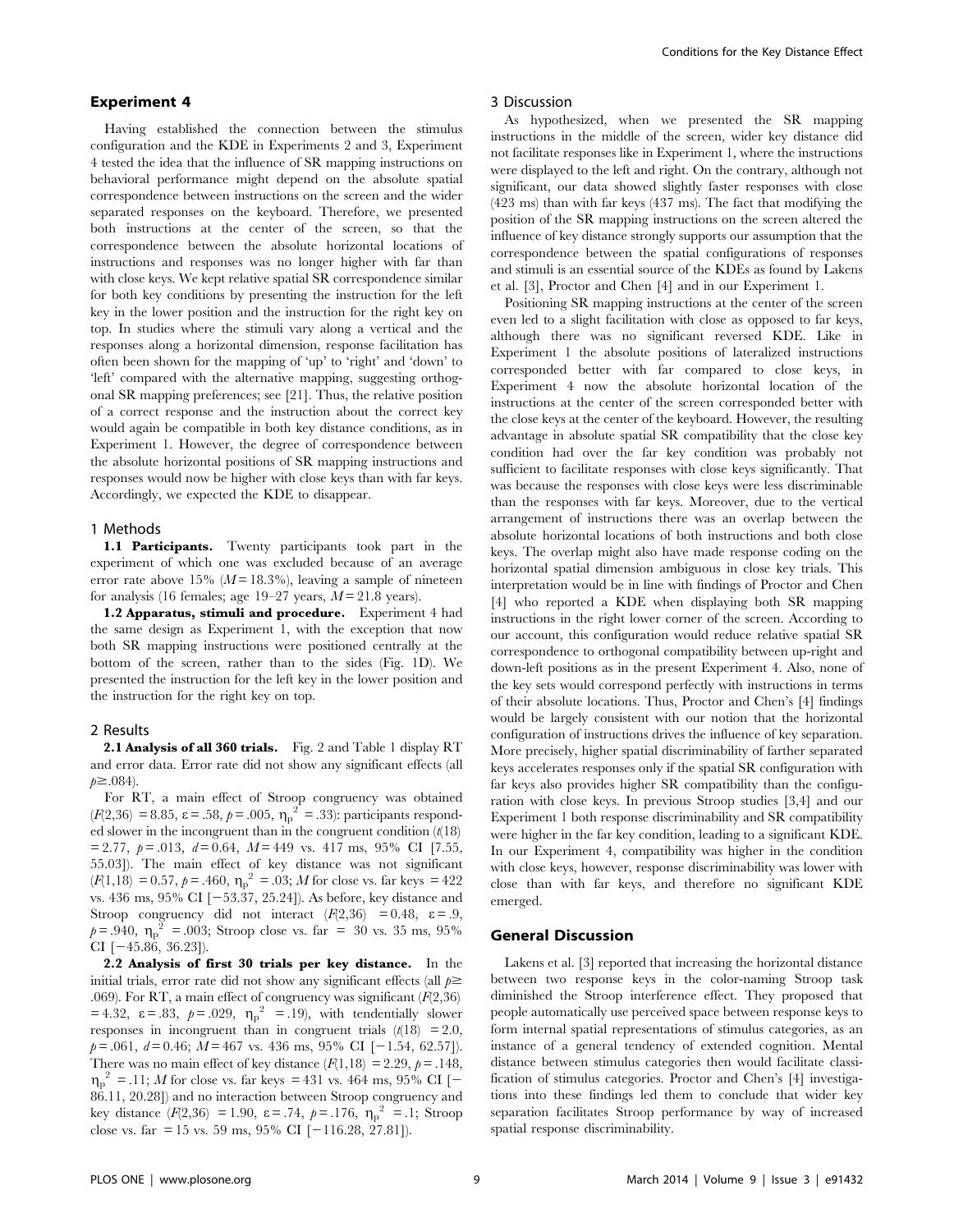## Experiment 4

Having established the connection between the stimulus configuration and the KDE in Experiments 2 and 3, Experiment 4 tested the idea that the influence of SR mapping instructions on behavioral performance might depend on the absolute spatial correspondence between instructions on the screen and the wider separated responses on the keyboard. Therefore, we presented both instructions at the center of the screen, so that the correspondence between the absolute horizontal locations of instructions and responses was no longer higher with far than with close keys. We kept relative spatial SR correspondence similar for both key conditions by presenting the instruction for the left key in the lower position and the instruction for the right key on top. In studies where the stimuli vary along a vertical and the responses along a horizontal dimension, response facilitation has often been shown for the mapping of 'up' to 'right' and 'down' to 'left' compared with the alternative mapping, suggesting orthogonal SR mapping preferences; see [21]. Thus, the relative position of a correct response and the instruction about the correct key would again be compatible in both key distance conditions, as in Experiment 1. However, the degree of correspondence between the absolute horizontal positions of SR mapping instructions and responses would now be higher with close keys than with far keys. Accordingly, we expected the KDE to disappear.

### 1 Methods

**1.1 Participants.** Twenty participants took part in the experiment of which one was excluded because of an average error rate above 15% ($M = 18.3\%$), leaving a sample of nineteen for analysis (16 females; age 19–27 years, $M = 21.8$ years).

**1.2 Apparatus, stimuli and procedure.** Experiment 4 had the same design as Experiment 1, with the exception that now both SR mapping instructions were positioned centrally at the bottom of the screen, rather than to the sides (Fig. 1D). We presented the instruction for the left key in the lower position and the instruction for the right key on top.

### 2 Results

**2.1 Analysis of all 360 trials.** Fig. 2 and Table 1 display RT and error data. Error rate did not show any significant effects (all $p \geq .084$).

For RT, a main effect of Stroop congruency was obtained ($F(2,36) = 8.85$, $\varepsilon = .58$, $p = .005$, $\eta_p^2 = .33$): participants responded slower in the incongruent than in the congruent condition ($t(18) = 2.77$, $p = .013$, $d = 0.64$, $M = 449$ vs. 417 ms, 95% CI [7.55, 55.03]). The main effect of key distance was not significant ($F(1,18) = 0.57$, $p = .460$, $\eta_p^2 = .03$; $M$ for close vs. far keys = 422 vs. 436 ms, 95% CI [−53.37, 25.24]). As before, key distance and Stroop congruency did not interact ($F(2,36) = 0.48$, $\varepsilon = .9$, $p = .940$, $\eta_p^2 = .003$; Stroop close vs. far = 30 vs. 35 ms, 95% CI [−45.86, 36.23]).

**2.2 Analysis of first 30 trials per key distance.** In the initial trials, error rate did not show any significant effects (all $p \geq .069$). For RT, a main effect of congruency was significant ($F(2,36) = 4.32$, $\varepsilon = .83$, $p = .029$, $\eta_p^2 = .19$), with tendentially slower responses in incongruent than in congruent trials ($t(18) = 2.0$, $p = .061$, $d = 0.46$; $M = 467$ vs. 436 ms, 95% CI [−1.54, 62.57]). There was no main effect of key distance ($F(1,18) = 2.29$, $p = .148$, $\eta_p^2 = .11$; $M$ for close vs. far keys = 431 vs. 464 ms, 95% CI [−86.11, 20.28]) and no interaction between Stroop congruency and key distance ($F(2,36) = 1.90$, $\varepsilon = .74$, $p = .176$, $\eta_p^2 = .1$; Stroop close vs. far = 15 vs. 59 ms, 95% CI [−116.28, 27.81]).

### 3 Discussion

As hypothesized, when we presented the SR mapping instructions in the middle of the screen, wider key distance did not facilitate responses like in Experiment 1, where the instructions were displayed to the left and right. On the contrary, although not significant, our data showed slightly faster responses with close (423 ms) than with far keys (437 ms). The fact that modifying the position of the SR mapping instructions on the screen altered the influence of key distance strongly supports our assumption that the correspondence between the spatial configurations of responses and stimuli is an essential source of the KDEs as found by Lakens et al. [3], Proctor and Chen [4] and in our Experiment 1.

Positioning SR mapping instructions at the center of the screen even led to a slight facilitation with close as opposed to far keys, although there was no significant reversed KDE. Like in Experiment 1 the absolute positions of lateralized instructions corresponded better with far compared to close keys, in Experiment 4 now the absolute horizontal location of the instructions at the center of the screen corresponded better with the close keys at the center of the keyboard. However, the resulting advantage in absolute spatial SR compatibility that the close key condition had over the far key condition was probably not sufficient to facilitate responses with close keys significantly. That was because the responses with close keys were less discriminable than the responses with far keys. Moreover, due to the vertical arrangement of instructions there was an overlap between the absolute horizontal locations of both instructions and both close keys. The overlap might also have made response coding on the horizontal spatial dimension ambiguous in close key trials. This interpretation would be in line with findings of Proctor and Chen [4] who reported a KDE when displaying both SR mapping instructions in the right lower corner of the screen. According to our account, this configuration would reduce relative spatial SR correspondence to orthogonal compatibility between up-right and down-left positions as in the present Experiment 4. Also, none of the key sets would correspond perfectly with instructions in terms of their absolute locations. Thus, Proctor and Chen's [4] findings would be largely consistent with our notion that the horizontal configuration of instructions drives the influence of key separation. More precisely, higher spatial discriminability of farther separated keys accelerates responses only if the spatial SR configuration with far keys also provides higher SR compatibility than the configuration with close keys. In previous Stroop studies [3,4] and our Experiment 1 both response discriminability and SR compatibility were higher in the far key condition, leading to a significant KDE. In our Experiment 4, compatibility was higher in the condition with close keys, however, response discriminability was lower with close than with far keys, and therefore no significant KDE emerged.

## General Discussion

Lakens et al. [3] reported that increasing the horizontal distance between two response keys in the color-naming Stroop task diminished the Stroop interference effect. They proposed that people automatically use perceived space between response keys to form internal spatial representations of stimulus categories, as an instance of a general tendency of extended cognition. Mental distance between stimulus categories then would facilitate classification of stimulus categories. Proctor and Chen's [4] investigations into these findings led them to conclude that wider key separation facilitates Stroop performance by way of increased spatial response discriminability.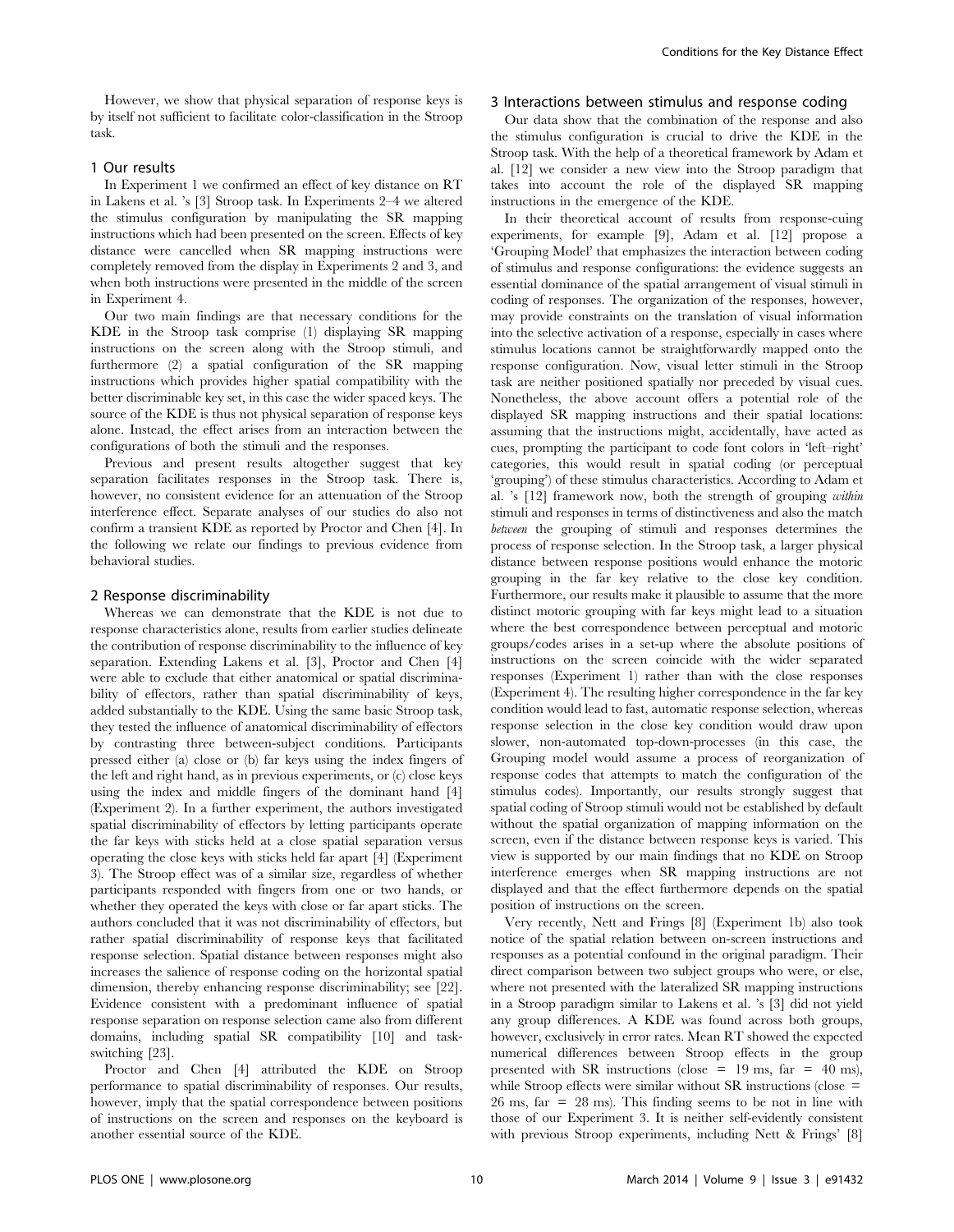However, we show that physical separation of response keys is by itself not sufficient to facilitate color-classification in the Stroop task.

### 1 Our results

In Experiment 1 we confirmed an effect of key distance on RT in Lakens et al. 's [3] Stroop task. In Experiments 2–4 we altered the stimulus configuration by manipulating the SR mapping instructions which had been presented on the screen. Effects of key distance were cancelled when SR mapping instructions were completely removed from the display in Experiments 2 and 3, and when both instructions were presented in the middle of the screen in Experiment 4.

Our two main findings are that necessary conditions for the KDE in the Stroop task comprise (1) displaying SR mapping instructions on the screen along with the Stroop stimuli, and furthermore (2) a spatial configuration of the SR mapping instructions which provides higher spatial compatibility with the better discriminable key set, in this case the wider spaced keys. The source of the KDE is thus not physical separation of response keys alone. Instead, the effect arises from an interaction between the configurations of both the stimuli and the responses.

Previous and present results altogether suggest that key separation facilitates responses in the Stroop task. There is, however, no consistent evidence for an attenuation of the Stroop interference effect. Separate analyses of our studies do also not confirm a transient KDE as reported by Proctor and Chen [4]. In the following we relate our findings to previous evidence from behavioral studies.

### 2 Response discriminability

Whereas we can demonstrate that the KDE is not due to response characteristics alone, results from earlier studies delineate the contribution of response discriminability to the influence of key separation. Extending Lakens et al. [3], Proctor and Chen [4] were able to exclude that either anatomical or spatial discriminability of effectors, rather than spatial discriminability of keys, added substantially to the KDE. Using the same basic Stroop task, they tested the influence of anatomical discriminability of effectors by contrasting three between-subject conditions. Participants pressed either (a) close or (b) far keys using the index fingers of the left and right hand, as in previous experiments, or (c) close keys using the index and middle fingers of the dominant hand [4] (Experiment 2). In a further experiment, the authors investigated spatial discriminability of effectors by letting participants operate the far keys with sticks held at a close spatial separation versus operating the close keys with sticks held far apart [4] (Experiment 3). The Stroop effect was of a similar size, regardless of whether participants responded with fingers from one or two hands, or whether they operated the keys with close or far apart sticks. The authors concluded that it was not discriminability of effectors, but rather spatial discriminability of response keys that facilitated response selection. Spatial distance between responses might also increases the salience of response coding on the horizontal spatial dimension, thereby enhancing response discriminability; see [22]. Evidence consistent with a predominant influence of spatial response separation on response selection came also from different domains, including spatial SR compatibility [10] and task-switching [23].

Proctor and Chen [4] attributed the KDE on Stroop performance to spatial discriminability of responses. Our results, however, imply that the spatial correspondence between positions of instructions on the screen and responses on the keyboard is another essential source of the KDE.

### 3 Interactions between stimulus and response coding

Our data show that the combination of the response and also the stimulus configuration is crucial to drive the KDE in the Stroop task. With the help of a theoretical framework by Adam et al. [12] we consider a new view into the Stroop paradigm that takes into account the role of the displayed SR mapping instructions in the emergence of the KDE.

In their theoretical account of results from response-cuing experiments, for example [9], Adam et al. [12] propose a 'Grouping Model' that emphasizes the interaction between coding of stimulus and response configurations: the evidence suggests an essential dominance of the spatial arrangement of visual stimuli in coding of responses. The organization of the responses, however, may provide constraints on the translation of visual information into the selective activation of a response, especially in cases where stimulus locations cannot be straightforwardly mapped onto the response configuration. Now, visual letter stimuli in the Stroop task are neither positioned spatially nor preceded by visual cues. Nonetheless, the above account offers a potential role of the displayed SR mapping instructions and their spatial locations: assuming that the instructions might, accidentally, have acted as cues, prompting the participant to code font colors in 'left–right' categories, this would result in spatial coding (or perceptual 'grouping') of these stimulus characteristics. According to Adam et al. 's [12] framework now, both the strength of grouping *within* stimuli and responses in terms of distinctiveness and also the match *between* the grouping of stimuli and responses determines the process of response selection. In the Stroop task, a larger physical distance between response positions would enhance the motoric grouping in the far key relative to the close key condition. Furthermore, our results make it plausible to assume that the more distinct motoric grouping with far keys might lead to a situation where the best correspondence between perceptual and motoric groups/codes arises in a set-up where the absolute positions of instructions on the screen coincide with the wider separated responses (Experiment 1) rather than with the close responses (Experiment 4). The resulting higher correspondence in the far key condition would lead to fast, automatic response selection, whereas response selection in the close key condition would draw upon slower, non-automated top-down-processes (in this case, the Grouping model would assume a process of reorganization of response codes that attempts to match the configuration of the stimulus codes). Importantly, our results strongly suggest that spatial coding of Stroop stimuli would not be established by default without the spatial organization of mapping information on the screen, even if the distance between response keys is varied. This view is supported by our main findings that no KDE on Stroop interference emerges when SR mapping instructions are not displayed and that the effect furthermore depends on the spatial position of instructions on the screen.

Very recently, Nett and Frings [8] (Experiment 1b) also took notice of the spatial relation between on-screen instructions and responses as a potential confound in the original paradigm. Their direct comparison between two subject groups who were, or else, where not presented with the lateralized SR mapping instructions in a Stroop paradigm similar to Lakens et al. 's [3] did not yield any group differences. A KDE was found across both groups, however, exclusively in error rates. Mean RT showed the expected numerical differences between Stroop effects in the group presented with SR instructions (close = 19 ms, far = 40 ms), while Stroop effects were similar without SR instructions (close = 26 ms, far = 28 ms). This finding seems to be not in line with those of our Experiment 3. It is neither self-evidently consistent with previous Stroop experiments, including Nett & Frings' [8]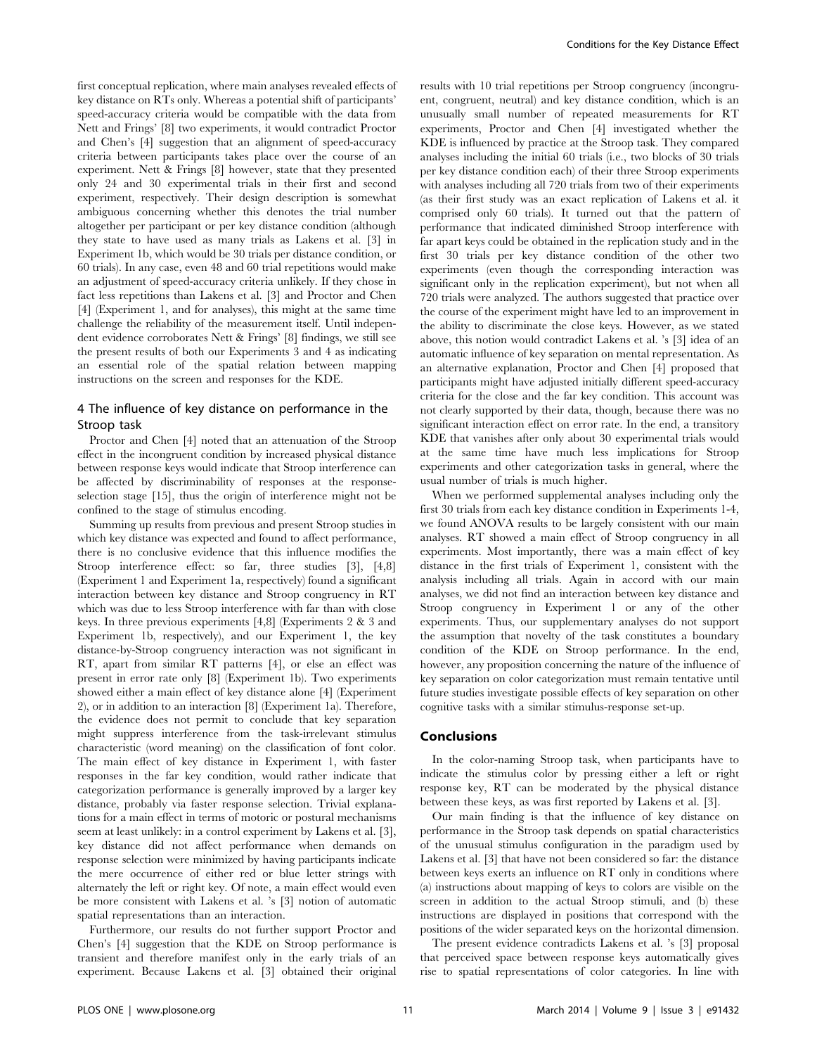first conceptual replication, where main analyses revealed effects of key distance on RTs only. Whereas a potential shift of participants' speed-accuracy criteria would be compatible with the data from Nett and Frings' [8] two experiments, it would contradict Proctor and Chen's [4] suggestion that an alignment of speed-accuracy criteria between participants takes place over the course of an experiment. Nett & Frings [8] however, state that they presented only 24 and 30 experimental trials in their first and second experiment, respectively. Their design description is somewhat ambiguous concerning whether this denotes the trial number altogether per participant or per key distance condition (although they state to have used as many trials as Lakens et al. [3] in Experiment 1b, which would be 30 trials per distance condition, or 60 trials). In any case, even 48 and 60 trial repetitions would make an adjustment of speed-accuracy criteria unlikely. If they chose in fact less repetitions than Lakens et al. [3] and Proctor and Chen [4] (Experiment 1, and for analyses), this might at the same time challenge the reliability of the measurement itself. Until independent evidence corroborates Nett & Frings' [8] findings, we still see the present results of both our Experiments 3 and 4 as indicating an essential role of the spatial relation between mapping instructions on the screen and responses for the KDE.

## 4 The influence of key distance on performance in the Stroop task

Proctor and Chen [4] noted that an attenuation of the Stroop effect in the incongruent condition by increased physical distance between response keys would indicate that Stroop interference can be affected by discriminability of responses at the response-selection stage [15], thus the origin of interference might not be confined to the stage of stimulus encoding.

Summing up results from previous and present Stroop studies in which key distance was expected and found to affect performance, there is no conclusive evidence that this influence modifies the Stroop interference effect: so far, three studies [3], [4,8] (Experiment 1 and Experiment 1a, respectively) found a significant interaction between key distance and Stroop congruency in RT which was due to less Stroop interference with far than with close keys. In three previous experiments [4,8] (Experiments 2 & 3 and Experiment 1b, respectively), and our Experiment 1, the key distance-by-Stroop congruency interaction was not significant in RT, apart from similar RT patterns [4], or else an effect was present in error rate only [8] (Experiment 1b). Two experiments showed either a main effect of key distance alone [4] (Experiment 2), or in addition to an interaction [8] (Experiment 1a). Therefore, the evidence does not permit to conclude that key separation might suppress interference from the task-irrelevant stimulus characteristic (word meaning) on the classification of font color. The main effect of key distance in Experiment 1, with faster responses in the far key condition, would rather indicate that categorization performance is generally improved by a larger key distance, probably via faster response selection. Trivial explanations for a main effect in terms of motoric or postural mechanisms seem at least unlikely: in a control experiment by Lakens et al. [3], key distance did not affect performance when demands on response selection were minimized by having participants indicate the mere occurrence of either red or blue letter strings with alternately the left or right key. Of note, a main effect would even be more consistent with Lakens et al. 's [3] notion of automatic spatial representations than an interaction.

Furthermore, our results do not further support Proctor and Chen's [4] suggestion that the KDE on Stroop performance is transient and therefore manifest only in the early trials of an experiment. Because Lakens et al. [3] obtained their original results with 10 trial repetitions per Stroop congruency (incongruent, congruent, neutral) and key distance condition, which is an unusually small number of repeated measurements for RT experiments, Proctor and Chen [4] investigated whether the KDE is influenced by practice at the Stroop task. They compared analyses including the initial 60 trials (i.e., two blocks of 30 trials per key distance condition each) of their three Stroop experiments with analyses including all 720 trials from two of their experiments (as their first study was an exact replication of Lakens et al. it comprised only 60 trials). It turned out that the pattern of performance that indicated diminished Stroop interference with far apart keys could be obtained in the replication study and in the first 30 trials per key distance condition of the other two experiments (even though the corresponding interaction was significant only in the replication experiment), but not when all 720 trials were analyzed. The authors suggested that practice over the course of the experiment might have led to an improvement in the ability to discriminate the close keys. However, as we stated above, this notion would contradict Lakens et al. 's [3] idea of an automatic influence of key separation on mental representation. As an alternative explanation, Proctor and Chen [4] proposed that participants might have adjusted initially different speed-accuracy criteria for the close and the far key condition. This account was not clearly supported by their data, though, because there was no significant interaction effect on error rate. In the end, a transitory KDE that vanishes after only about 30 experimental trials would at the same time have much less implications for Stroop experiments and other categorization tasks in general, where the usual number of trials is much higher.

When we performed supplemental analyses including only the first 30 trials from each key distance condition in Experiments 1-4, we found ANOVA results to be largely consistent with our main analyses. RT showed a main effect of Stroop congruency in all experiments. Most importantly, there was a main effect of key distance in the first trials of Experiment 1, consistent with the analysis including all trials. Again in accord with our main analyses, we did not find an interaction between key distance and Stroop congruency in Experiment 1 or any of the other experiments. Thus, our supplementary analyses do not support the assumption that novelty of the task constitutes a boundary condition of the KDE on Stroop performance. In the end, however, any proposition concerning the nature of the influence of key separation on color categorization must remain tentative until future studies investigate possible effects of key separation on other cognitive tasks with a similar stimulus-response set-up.

## Conclusions

In the color-naming Stroop task, when participants have to indicate the stimulus color by pressing either a left or right response key, RT can be moderated by the physical distance between these keys, as was first reported by Lakens et al. [3].

Our main finding is that the influence of key distance on performance in the Stroop task depends on spatial characteristics of the unusual stimulus configuration in the paradigm used by Lakens et al. [3] that have not been considered so far: the distance between keys exerts an influence on RT only in conditions where (a) instructions about mapping of keys to colors are visible on the screen in addition to the actual Stroop stimuli, and (b) these instructions are displayed in positions that correspond with the positions of the wider separated keys on the horizontal dimension.

The present evidence contradicts Lakens et al. 's [3] proposal that perceived space between response keys automatically gives rise to spatial representations of color categories. In line with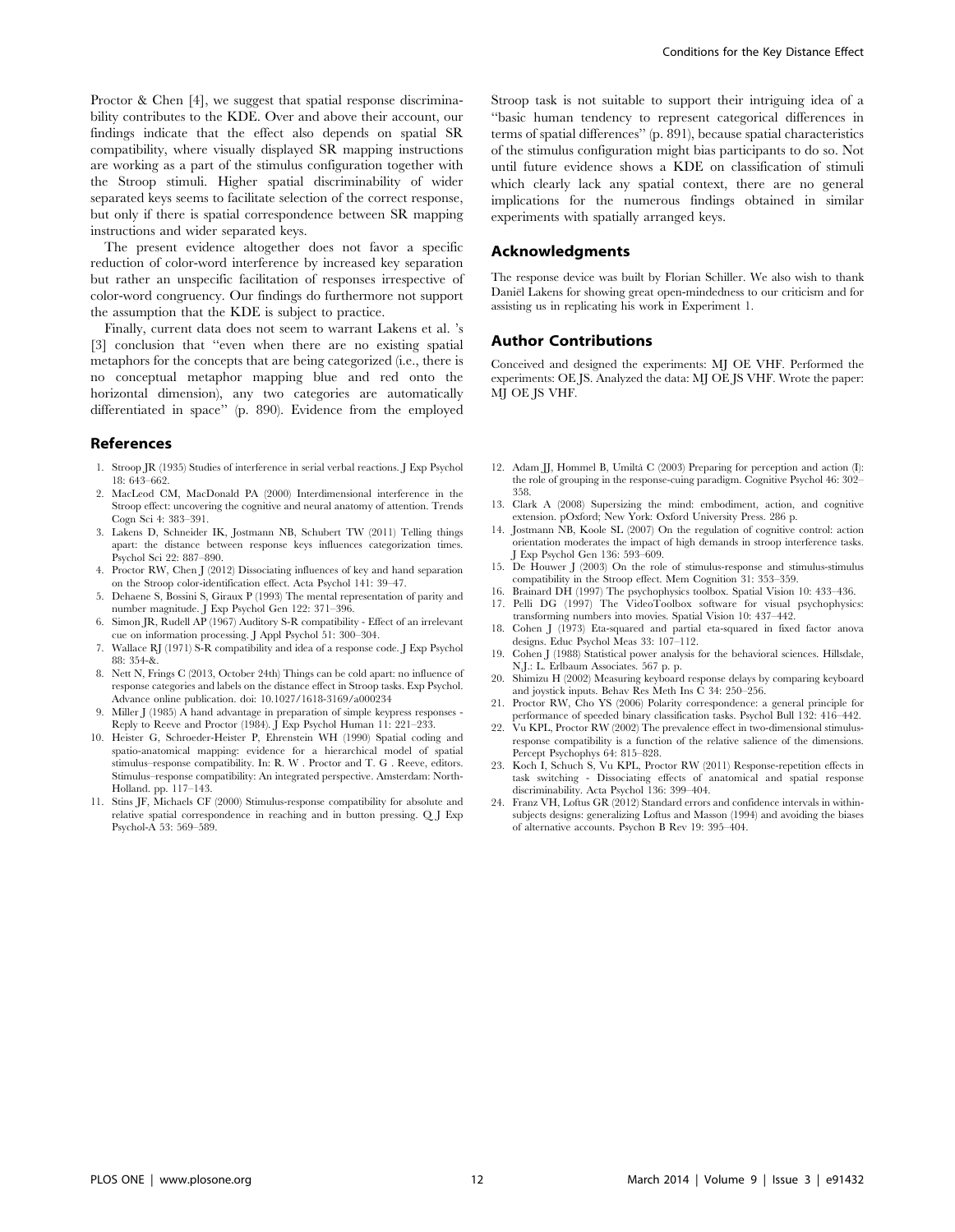Proctor & Chen [4], we suggest that spatial response discriminability contributes to the KDE. Over and above their account, our findings indicate that the effect also depends on spatial SR compatibility, where visually displayed SR mapping instructions are working as a part of the stimulus configuration together with the Stroop stimuli. Higher spatial discriminability of wider separated keys seems to facilitate selection of the correct response, but only if there is spatial correspondence between SR mapping instructions and wider separated keys.

The present evidence altogether does not favor a specific reduction of color-word interference by increased key separation but rather an unspecific facilitation of responses irrespective of color-word congruency. Our findings do furthermore not support the assumption that the KDE is subject to practice.

Finally, current data does not seem to warrant Lakens et al. 's [3] conclusion that "even when there are no existing spatial metaphors for the concepts that are being categorized (i.e., there is no conceptual metaphor mapping blue and red onto the horizontal dimension), any two categories are automatically differentiated in space" (p. 890). Evidence from the employed Stroop task is not suitable to support their intriguing idea of a "basic human tendency to represent categorical differences in terms of spatial differences" (p. 891), because spatial characteristics of the stimulus configuration might bias participants to do so. Not until future evidence shows a KDE on classification of stimuli which clearly lack any spatial context, there are no general implications for the numerous findings obtained in similar experiments with spatially arranged keys.

## Acknowledgments

The response device was built by Florian Schiller. We also wish to thank Daniël Lakens for showing great open-mindedness to our criticism and for assisting us in replicating his work in Experiment 1.

## Author Contributions

Conceived and designed the experiments: MJ OE VHF. Performed the experiments: OE JS. Analyzed the data: MJ OE JS VHF. Wrote the paper: MJ OE JS VHF.

## References

1. Stroop JR (1935) Studies of interference in serial verbal reactions. J Exp Psychol 18: 643–662.
2. MacLeod CM, MacDonald PA (2000) Interdimensional interference in the Stroop effect: uncovering the cognitive and neural anatomy of attention. Trends Cogn Sci 4: 383–391.
3. Lakens D, Schneider IK, Jostmann NB, Schubert TW (2011) Telling things apart: the distance between response keys influences categorization times. Psychol Sci 22: 887–890.
4. Proctor RW, Chen J (2012) Dissociating influences of key and hand separation on the Stroop color-identification effect. Acta Psychol 141: 39–47.
5. Dehaene S, Bossini S, Giraux P (1993) The mental representation of parity and number magnitude. J Exp Psychol Gen 122: 371–396.
6. Simon JR, Rudell AP (1967) Auditory S-R compatibility - Effect of an irrelevant cue on information processing. J Appl Psychol 51: 300–304.
7. Wallace RJ (1971) S-R compatibility and idea of a response code. J Exp Psychol 88: 354-&.
8. Nett N, Frings C (2013, October 24th) Things can be cold apart: no influence of response categories and labels on the distance effect in Stroop tasks. Exp Psychol. Advance online publication. doi: 10.1027/1618-3169/a000234
9. Miller J (1985) A hand advantage in preparation of simple keypress responses - Reply to Reeve and Proctor (1984). J Exp Psychol Human 11: 221–233.
10. Heister G, Schroeder-Heister P, Ehrenstein WH (1990) Spatial coding and spatio-anatomical mapping: evidence for a hierarchical model of spatial stimulus–response compatibility. In: R. W . Proctor and T. G . Reeve, editors. Stimulus–response compatibility: An integrated perspective. Amsterdam: North-Holland. pp. 117–143.
11. Stins JF, Michaels CF (2000) Stimulus-response compatibility for absolute and relative spatial correspondence in reaching and in button pressing. Q J Exp Psychol-A 53: 569–589.
12. Adam JJ, Hommel B, Umiltà C (2003) Preparing for perception and action (I): the role of grouping in the response-cuing paradigm. Cognitive Psychol 46: 302–358.
13. Clark A (2008) Supersizing the mind: embodiment, action, and cognitive extension. pOxford; New York: Oxford University Press. 286 p.
14. Jostmann NB, Koole SL (2007) On the regulation of cognitive control: action orientation moderates the impact of high demands in stroop interference tasks. J Exp Psychol Gen 136: 593–609.
15. De Houwer J (2003) On the role of stimulus-response and stimulus-stimulus compatibility in the Stroop effect. Mem Cognition 31: 353–359.
16. Brainard DH (1997) The psychophysics toolbox. Spatial Vision 10: 433–436.
17. Pelli DG (1997) The VideoToolbox software for visual psychophysics: transforming numbers into movies. Spatial Vision 10: 437–442.
18. Cohen J (1973) Eta-squared and partial eta-squared in fixed factor anova designs. Educ Psychol Meas 33: 107–112.
19. Cohen J (1988) Statistical power analysis for the behavioral sciences. Hillsdale, N.J.: L. Erlbaum Associates. 567 p. p.
20. Shimizu H (2002) Measuring keyboard response delays by comparing keyboard and joystick inputs. Behav Res Meth Ins C 34: 250–256.
21. Proctor RW, Cho YS (2006) Polarity correspondence: a general principle for performance of speeded binary classification tasks. Psychol Bull 132: 416–442.
22. Vu KPL, Proctor RW (2002) The prevalence effect in two-dimensional stimulus-response compatibility is a function of the relative salience of the dimensions. Percept Psychophys 64: 815–828.
23. Koch I, Schuch S, Vu KPL, Proctor RW (2011) Response-repetition effects in task switching - Dissociating effects of anatomical and spatial response discriminability. Acta Psychol 136: 399–404.
24. Franz VH, Loftus GR (2012) Standard errors and confidence intervals in within-subjects designs: generalizing Loftus and Masson (1994) and avoiding the biases of alternative accounts. Psychon B Rev 19: 395–404.